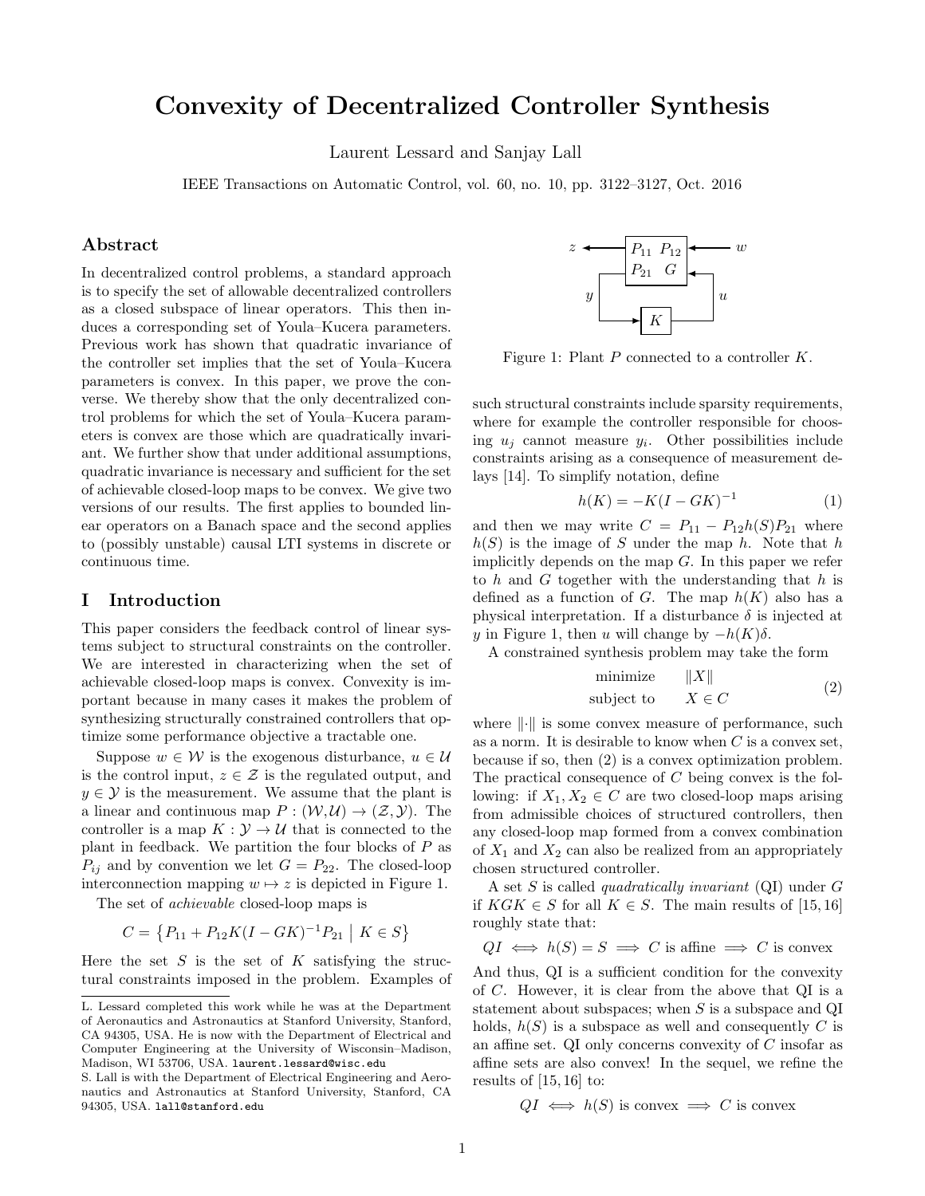# Convexity of Decentralized Controller Synthesis

Laurent Lessard and Sanjay Lall

IEEE Transactions on Automatic Control, vol. 60, no. 10, pp. 3122–3127, Oct. 2016

## Abstract

In decentralized control problems, a standard approach is to specify the set of allowable decentralized controllers as a closed subspace of linear operators. This then induces a corresponding set of Youla–Kucera parameters. Previous work has shown that quadratic invariance of the controller set implies that the set of Youla–Kucera parameters is convex. In this paper, we prove the converse. We thereby show that the only decentralized control problems for which the set of Youla–Kucera parameters is convex are those which are quadratically invariant. We further show that under additional assumptions, quadratic invariance is necessary and sufficient for the set of achievable closed-loop maps to be convex. We give two versions of our results. The first applies to bounded linear operators on a Banach space and the second applies to (possibly unstable) causal LTI systems in discrete or continuous time.

## I Introduction

This paper considers the feedback control of linear systems subject to structural constraints on the controller. We are interested in characterizing when the set of achievable closed-loop maps is convex. Convexity is important because in many cases it makes the problem of synthesizing structurally constrained controllers that optimize some performance objective a tractable one.

Suppose $w \in \mathcal{W}$ is the exogenous disturbance, $u \in \mathcal{U}$ is the control input, $z \in \mathcal{Z}$ is the regulated output, and $y \in \mathcal{Y}$ is the measurement. We assume that the plant is a linear and continuous map $P : (\mathcal{W}, \mathcal{U}) \to (\mathcal{Z}, \mathcal{Y})$. The controller is a map $K : \mathcal{Y} \to \mathcal{U}$ that is connected to the plant in feedback. We partition the four blocks of $P$ as $P_{ij}$ and by convention we let $G = P_{22}$. The closed-loop interconnection mapping $w \mapsto z$ is depicted in Figure 1.

Figure 1: Plant $P$ connected to a controller $K$.

The set of *achievable* closed-loop maps is

$$C = \left\{ P_{11} + P_{12} K (I - GK)^{-1} P_{21} \;\middle|\; K \in S \right\}$$

Here the set $S$ is the set of $K$ satisfying the structural constraints imposed in the problem. Examples of such structural constraints include sparsity requirements, where for example the controller responsible for choosing $u_j$ cannot measure $y_i$. Other possibilities include constraints arising as a consequence of measurement delays [14]. To simplify notation, define

$$h(K) = -K(I - GK)^{-1} \tag{1}$$

and then we may write $C = P_{11} - P_{12} h(S) P_{21}$ where $h(S)$ is the image of $S$ under the map $h$. Note that $h$ implicitly depends on the map $G$. In this paper we refer to $h$ and $G$ together with the understanding that $h$ is defined as a function of $G$. The map $h(K)$ also has a physical interpretation. If a disturbance $\delta$ is injected at $y$ in Figure 1, then $u$ will change by $-h(K)\delta$.

A constrained synthesis problem may take the form

$$\begin{aligned} &\text{minimize} && \|X\| \\ &\text{subject to} && X \in C \end{aligned} \tag{2}$$

where $\|\cdot\|$ is some convex measure of performance, such as a norm. It is desirable to know when $C$ is a convex set, because if so, then (2) is a convex optimization problem. The practical consequence of $C$ being convex is the following: if $X_1, X_2 \in C$ are two closed-loop maps arising from admissible choices of structured controllers, then any closed-loop map formed from a convex combination of $X_1$ and $X_2$ can also be realized from an appropriately chosen structured controller.

A set $S$ is called *quadratically invariant* (QI) under $G$ if $KGK \in S$ for all $K \in S$. The main results of [15, 16] roughly state that:

$$QI \iff h(S) = S \implies C \text{ is affine} \implies C \text{ is convex}$$

And thus, QI is a sufficient condition for the convexity of $C$. However, it is clear from the above that QI is a statement about subspaces; when $S$ is a subspace and QI holds, $h(S)$ is a subspace as well and consequently $C$ is an affine set. QI only concerns convexity of $C$ insofar as affine sets are also convex! In the sequel, we refine the results of [15, 16] to:

$$QI \iff h(S) \text{ is convex} \implies C \text{ is convex}$$

---

L. Lessard completed this work while he was at the Department of Aeronautics and Astronautics at Stanford University, Stanford, CA 94305, USA. He is now with the Department of Electrical and Computer Engineering at the University of Wisconsin–Madison, Madison, WI 53706, USA. laurent.lessard@wisc.edu

S. Lall is with the Department of Electrical Engineering and Aeronautics and Astronautics at Stanford University, Stanford, CA 94305, USA. lall@stanford.edu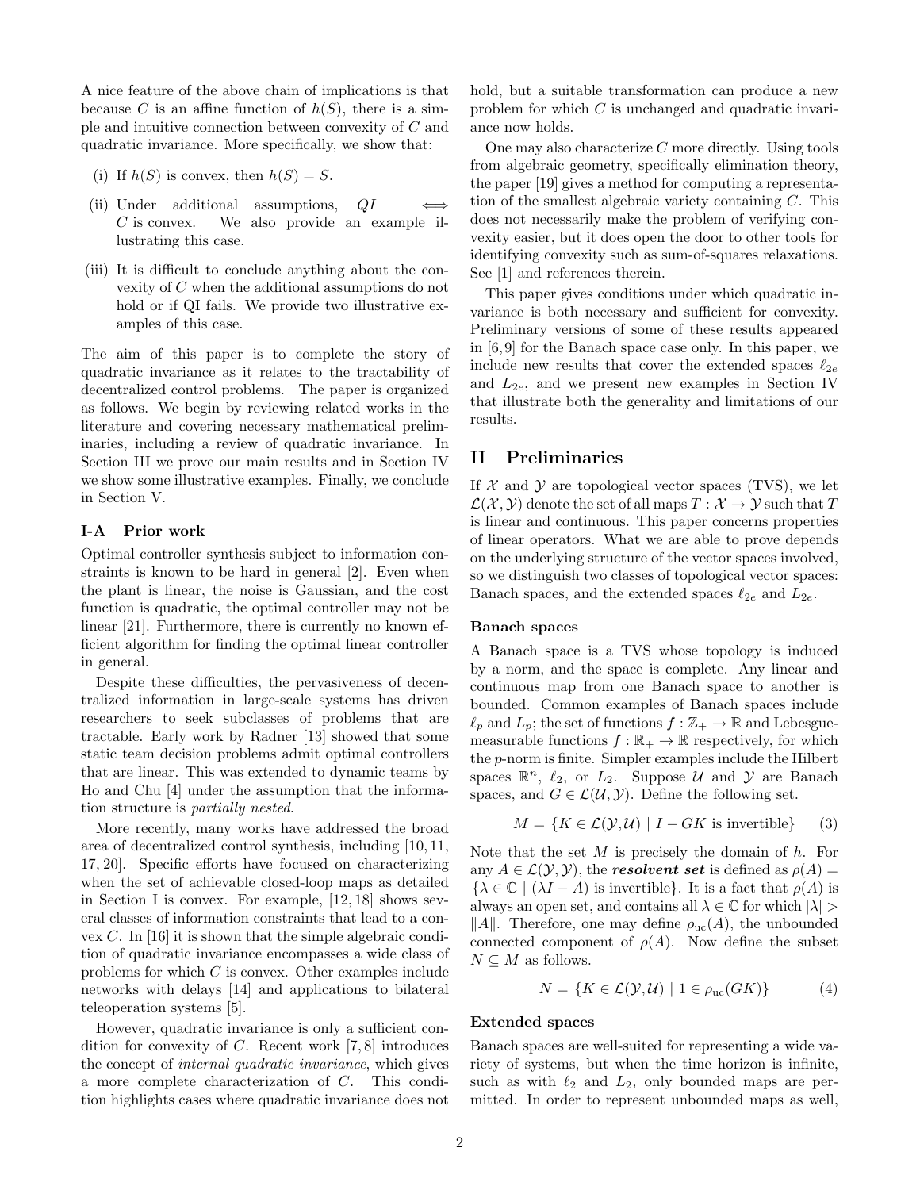A nice feature of the above chain of implications is that because $C$ is an affine function of $h(S)$, there is a simple and intuitive connection between convexity of $C$ and quadratic invariance. More specifically, we show that:

(i) If $h(S)$ is convex, then $h(S) = S$.

(ii) Under additional assumptions, $QI \iff C$ is convex. We also provide an example illustrating this case.

(iii) It is difficult to conclude anything about the convexity of $C$ when the additional assumptions do not hold or if QI fails. We provide two illustrative examples of this case.

The aim of this paper is to complete the story of quadratic invariance as it relates to the tractability of decentralized control problems. The paper is organized as follows. We begin by reviewing related works in the literature and covering necessary mathematical preliminaries, including a review of quadratic invariance. In Section III we prove our main results and in Section IV we show some illustrative examples. Finally, we conclude in Section V.

### I-A Prior work

Optimal controller synthesis subject to information constraints is known to be hard in general [2]. Even when the plant is linear, the noise is Gaussian, and the cost function is quadratic, the optimal controller may not be linear [21]. Furthermore, there is currently no known efficient algorithm for finding the optimal linear controller in general.

Despite these difficulties, the pervasiveness of decentralized information in large-scale systems has driven researchers to seek subclasses of problems that are tractable. Early work by Radner [13] showed that some static team decision problems admit optimal controllers that are linear. This was extended to dynamic teams by Ho and Chu [4] under the assumption that the information structure is *partially nested*.

More recently, many works have addressed the broad area of decentralized control synthesis, including [10, 11, 17, 20]. Specific efforts have focused on characterizing when the set of achievable closed-loop maps as detailed in Section I is convex. For example, [12, 18] shows several classes of information constraints that lead to a convex $C$. In [16] it is shown that the simple algebraic condition of quadratic invariance encompasses a wide class of problems for which $C$ is convex. Other examples include networks with delays [14] and applications to bilateral teleoperation systems [5].

However, quadratic invariance is only a sufficient condition for convexity of $C$. Recent work [7, 8] introduces the concept of *internal quadratic invariance*, which gives a more complete characterization of $C$. This condition highlights cases where quadratic invariance does not hold, but a suitable transformation can produce a new problem for which $C$ is unchanged and quadratic invariance now holds.

One may also characterize $C$ more directly. Using tools from algebraic geometry, specifically elimination theory, the paper [19] gives a method for computing a representation of the smallest algebraic variety containing $C$. This does not necessarily make the problem of verifying convexity easier, but it does open the door to other tools for identifying convexity such as sum-of-squares relaxations. See [1] and references therein.

This paper gives conditions under which quadratic invariance is both necessary and sufficient for convexity. Preliminary versions of some of these results appeared in [6, 9] for the Banach space case only. In this paper, we include new results that cover the extended spaces $\ell_{2e}$ and $L_{2e}$, and we present new examples in Section IV that illustrate both the generality and limitations of our results.

## II Preliminaries

If $\mathcal{X}$ and $\mathcal{Y}$ are topological vector spaces (TVS), we let $\mathcal{L}(\mathcal{X}, \mathcal{Y})$ denote the set of all maps $T : \mathcal{X} \to \mathcal{Y}$ such that $T$ is linear and continuous. This paper concerns properties of linear operators. What we are able to prove depends on the underlying structure of the vector spaces involved, so we distinguish two classes of topological vector spaces: Banach spaces, and the extended spaces $\ell_{2e}$ and $L_{2e}$.

**Banach spaces**

A Banach space is a TVS whose topology is induced by a norm, and the space is complete. Any linear and continuous map from one Banach space to another is bounded. Common examples of Banach spaces include $\ell_p$ and $L_p$; the set of functions $f : \mathbb{Z}_+ \to \mathbb{R}$ and Lebesgue-measurable functions $f : \mathbb{R}_+ \to \mathbb{R}$ respectively, for which the $p$-norm is finite. Simpler examples include the Hilbert spaces $\mathbb{R}^n$, $\ell_2$, or $L_2$. Suppose $\mathcal{U}$ and $\mathcal{Y}$ are Banach spaces, and $G \in \mathcal{L}(\mathcal{U}, \mathcal{Y})$. Define the following set.

$$M = \{K \in \mathcal{L}(\mathcal{Y}, \mathcal{U}) \mid I - GK \text{ is invertible}\} \qquad (3)$$

Note that the set $M$ is precisely the domain of $h$. For any $A \in \mathcal{L}(\mathcal{Y}, \mathcal{Y})$, the ***resolvent set*** is defined as $\rho(A) = \{\lambda \in \mathbb{C} \mid (\lambda I - A) \text{ is invertible}\}$. It is a fact that $\rho(A)$ is always an open set, and contains all $\lambda \in \mathbb{C}$ for which $|\lambda| > \|A\|$. Therefore, one may define $\rho_{\text{uc}}(A)$, the unbounded connected component of $\rho(A)$. Now define the subset $N \subseteq M$ as follows.

$$N = \{K \in \mathcal{L}(\mathcal{Y}, \mathcal{U}) \mid 1 \in \rho_{\text{uc}}(GK)\} \qquad (4)$$

**Extended spaces**

Banach spaces are well-suited for representing a wide variety of systems, but when the time horizon is infinite, such as with $\ell_2$ and $L_2$, only bounded maps are permitted. In order to represent unbounded maps as well,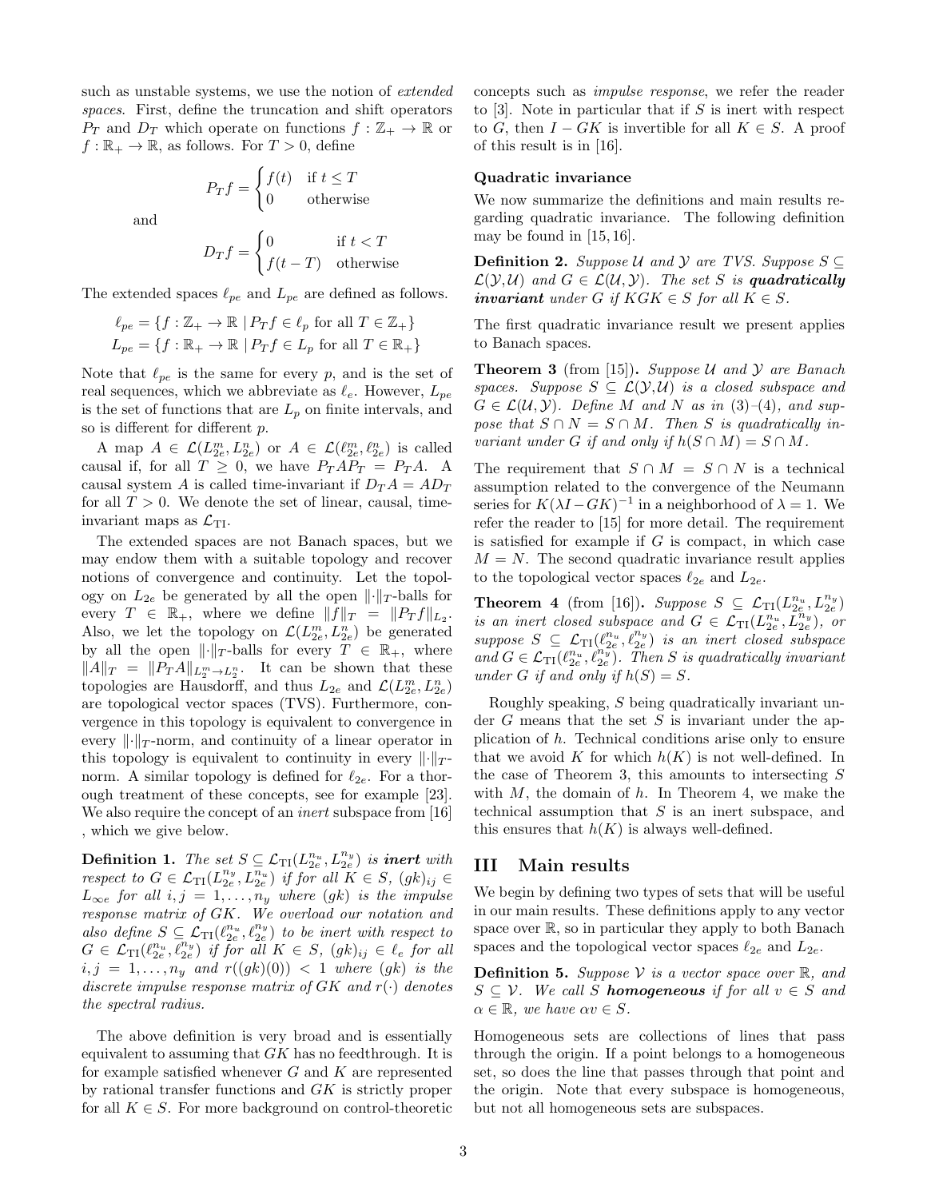such as unstable systems, we use the notion of *extended spaces*. First, define the truncation and shift operators $P_T$ and $D_T$ which operate on functions $f : \mathbb{Z}_+ \to \mathbb{R}$ or $f : \mathbb{R}_+ \to \mathbb{R}$, as follows. For $T > 0$, define

$$P_T f = \begin{cases} f(t) & \text{if } t \leq T \\ 0 & \text{otherwise} \end{cases}$$

and

$$D_T f = \begin{cases} 0 & \text{if } t < T \\ f(t-T) & \text{otherwise} \end{cases}$$

The extended spaces $\ell_{pe}$ and $L_{pe}$ are defined as follows.

$$\ell_{pe} = \{ f : \mathbb{Z}_+ \to \mathbb{R} \mid P_T f \in \ell_p \text{ for all } T \in \mathbb{Z}_+ \}$$
$$L_{pe} = \{ f : \mathbb{R}_+ \to \mathbb{R} \mid P_T f \in L_p \text{ for all } T \in \mathbb{R}_+ \}$$

Note that $\ell_{pe}$ is the same for every $p$, and is the set of real sequences, which we abbreviate as $\ell_e$. However, $L_{pe}$ is the set of functions that are $L_p$ on finite intervals, and so is different for different $p$.

A map $A \in \mathcal{L}(L_{2e}^m, L_{2e}^n)$ or $A \in \mathcal{L}(\ell_{2e}^m, \ell_{2e}^n)$ is called causal if, for all $T \geq 0$, we have $P_T A P_T = P_T A$. A causal system $A$ is called time-invariant if $D_T A = A D_T$ for all $T > 0$. We denote the set of linear, causal, time-invariant maps as $\mathcal{L}_{\text{TI}}$.

The extended spaces are not Banach spaces, but we may endow them with a suitable topology and recover notions of convergence and continuity. Let the topology on $L_{2e}$ be generated by all the open $\|\cdot\|_T$-balls for every $T \in \mathbb{R}_+$, where we define $\|f\|_T = \|P_T f\|_{L_2}$. Also, we let the topology on $\mathcal{L}(L_{2e}^m, L_{2e}^n)$ be generated by all the open $\|\cdot\|_T$-balls for every $T \in \mathbb{R}_+$, where $\|A\|_T = \|P_T A\|_{L_2^m \to L_2^n}$. It can be shown that these topologies are Hausdorff, and thus $L_{2e}$ and $\mathcal{L}(L_{2e}^m, L_{2e}^n)$ are topological vector spaces (TVS). Furthermore, convergence in this topology is equivalent to convergence in every $\|\cdot\|_T$-norm, and continuity of a linear operator in this topology is equivalent to continuity in every $\|\cdot\|_T$-norm. A similar topology is defined for $\ell_{2e}$. For a thorough treatment of these concepts, see for example [23]. We also require the concept of an *inert* subspace from [16] , which we give below.

**Definition 1.** *The set $S \subseteq \mathcal{L}_{\text{TI}}(L_{2e}^{n_u}, L_{2e}^{n_y})$ is* ***inert*** *with respect to $G \in \mathcal{L}_{\text{TI}}(L_{2e}^{n_y}, L_{2e}^{n_u})$ if for all $K \in S$, $(gk)_{ij} \in L_{\infty e}$ for all $i, j = 1, \ldots, n_y$ where $(gk)$ is the impulse response matrix of $GK$. We overload our notation and also define $S \subseteq \mathcal{L}_{\text{TI}}(\ell_{2e}^{n_u}, \ell_{2e}^{n_y})$ to be inert with respect to $G \in \mathcal{L}_{\text{TI}}(\ell_{2e}^{n_u}, \ell_{2e}^{n_y})$ if for all $K \in S$, $(gk)_{ij} \in \ell_e$ for all $i, j = 1, \ldots, n_y$ and $r((gk)(0)) < 1$ where $(gk)$ is the discrete impulse response matrix of $GK$ and $r(\cdot)$ denotes the spectral radius.*

The above definition is very broad and is essentially equivalent to assuming that $GK$ has no feedthrough. It is for example satisfied whenever $G$ and $K$ are represented by rational transfer functions and $GK$ is strictly proper for all $K \in S$. For more background on control-theoretic concepts such as *impulse response*, we refer the reader to [3]. Note in particular that if $S$ is inert with respect to $G$, then $I - GK$ is invertible for all $K \in S$. A proof of this result is in [16].

### Quadratic invariance

We now summarize the definitions and main results regarding quadratic invariance. The following definition may be found in [15, 16].

**Definition 2.** *Suppose $\mathcal{U}$ and $\mathcal{Y}$ are TVS. Suppose $S \subseteq \mathcal{L}(\mathcal{Y}, \mathcal{U})$ and $G \in \mathcal{L}(\mathcal{U}, \mathcal{Y})$. The set $S$ is* ***quadratically invariant*** *under $G$ if $KGK \in S$ for all $K \in S$.*

The first quadratic invariance result we present applies to Banach spaces.

**Theorem 3** (from [15])**.** *Suppose $\mathcal{U}$ and $\mathcal{Y}$ are Banach spaces. Suppose $S \subseteq \mathcal{L}(\mathcal{Y}, \mathcal{U})$ is a closed subspace and $G \in \mathcal{L}(\mathcal{U}, \mathcal{Y})$. Define $M$ and $N$ as in (3)–(4), and suppose that $S \cap N = S \cap M$. Then $S$ is quadratically invariant under $G$ if and only if $h(S \cap M) = S \cap M$.*

The requirement that $S \cap M = S \cap N$ is a technical assumption related to the convergence of the Neumann series for $K(\lambda I - GK)^{-1}$ in a neighborhood of $\lambda = 1$. We refer the reader to [15] for more detail. The requirement is satisfied for example if $G$ is compact, in which case $M = N$. The second quadratic invariance result applies to the topological vector spaces $\ell_{2e}$ and $L_{2e}$.

**Theorem 4** (from [16])**.** *Suppose $S \subseteq \mathcal{L}_{\text{TI}}(L_{2e}^{n_u}, L_{2e}^{n_y})$ is an inert closed subspace and $G \in \mathcal{L}_{\text{TI}}(L_{2e}^{n_u}, L_{2e}^{n_y})$, or suppose $S \subseteq \mathcal{L}_{\text{TI}}(\ell_{2e}^{n_u}, \ell_{2e}^{n_y})$ is an inert closed subspace and $G \in \mathcal{L}_{\text{TI}}(\ell_{2e}^{n_u}, \ell_{2e}^{n_y})$. Then $S$ is quadratically invariant under $G$ if and only if $h(S) = S$.*

Roughly speaking, $S$ being quadratically invariant under $G$ means that the set $S$ is invariant under the application of $h$. Technical conditions arise only to ensure that we avoid $K$ for which $h(K)$ is not well-defined. In the case of Theorem 3, this amounts to intersecting $S$ with $M$, the domain of $h$. In Theorem 4, we make the technical assumption that $S$ is an inert subspace, and this ensures that $h(K)$ is always well-defined.

## III Main results

We begin by defining two types of sets that will be useful in our main results. These definitions apply to any vector space over $\mathbb{R}$, so in particular they apply to both Banach spaces and the topological vector spaces $\ell_{2e}$ and $L_{2e}$.

**Definition 5.** *Suppose $\mathcal{V}$ is a vector space over $\mathbb{R}$, and $S \subseteq \mathcal{V}$. We call $S$* ***homogeneous*** *if for all $v \in S$ and $\alpha \in \mathbb{R}$, we have $\alpha v \in S$.*

Homogeneous sets are collections of lines that pass through the origin. If a point belongs to a homogeneous set, so does the line that passes through that point and the origin. Note that every subspace is homogeneous, but not all homogeneous sets are subspaces.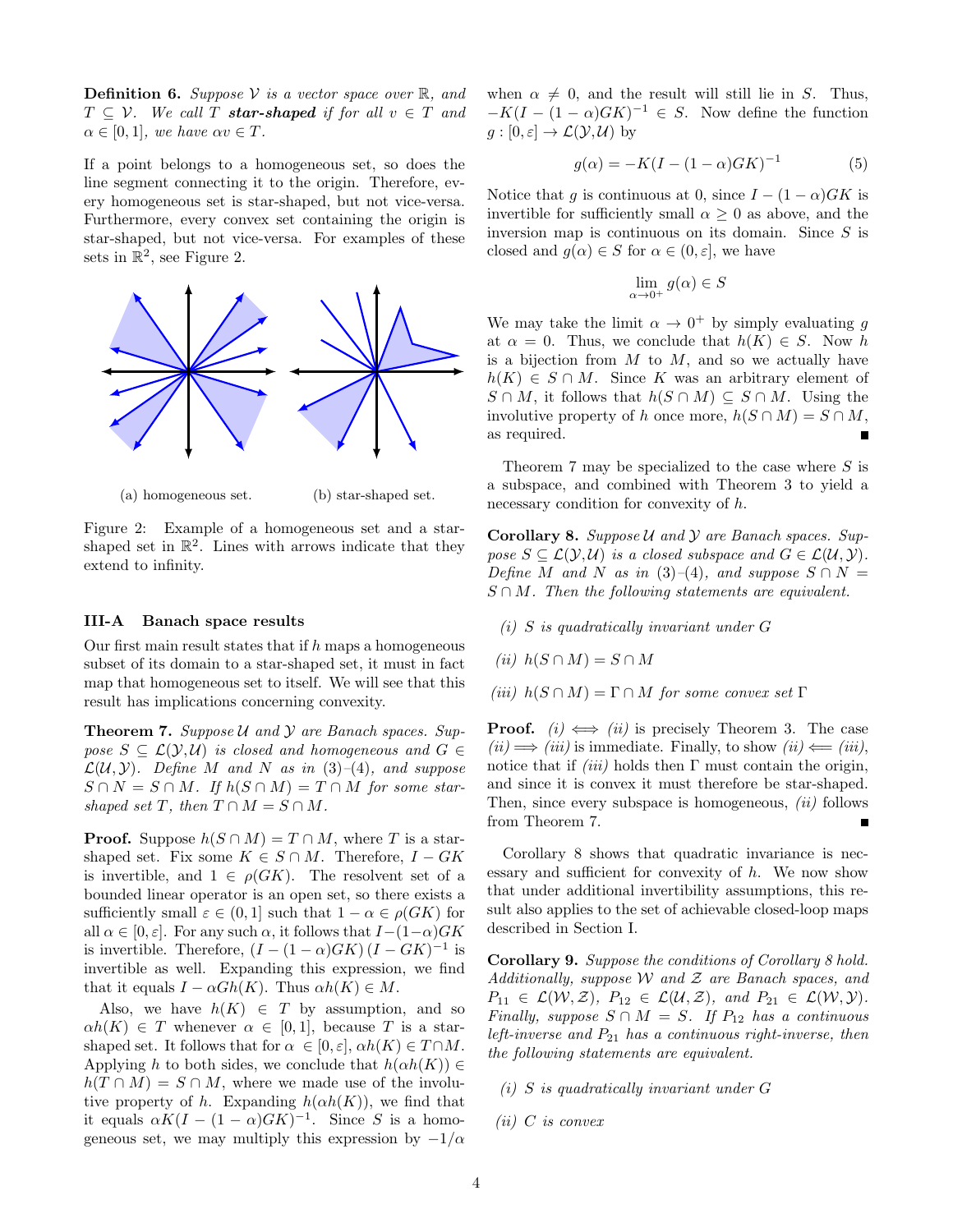**Definition 6.** *Suppose $\mathcal{V}$ is a vector space over $\mathbb{R}$, and $T \subseteq \mathcal{V}$. We call $T$ **star-shaped** if for all $v \in T$ and $\alpha \in [0,1]$, we have $\alpha v \in T$.*

If a point belongs to a homogeneous set, so does the line segment connecting it to the origin. Therefore, every homogeneous set is star-shaped, but not vice-versa. Furthermore, every convex set containing the origin is star-shaped, but not vice-versa. For examples of these sets in $\mathbb{R}^2$, see Figure 2.

(a) homogeneous set. (b) star-shaped set.

Figure 2: Example of a homogeneous set and a star-shaped set in $\mathbb{R}^2$. Lines with arrows indicate that they extend to infinity.

### III-A Banach space results

Our first main result states that if $h$ maps a homogeneous subset of its domain to a star-shaped set, it must in fact map that homogeneous set to itself. We will see that this result has implications concerning convexity.

**Theorem 7.** *Suppose $\mathcal{U}$ and $\mathcal{Y}$ are Banach spaces. Suppose $S \subseteq \mathcal{L}(\mathcal{Y}, \mathcal{U})$ is closed and homogeneous and $G \in \mathcal{L}(\mathcal{U}, \mathcal{Y})$. Define $M$ and $N$ as in (3)–(4), and suppose $S \cap N = S \cap M$. If $h(S \cap M) = T \cap M$ for some star-shaped set $T$, then $T \cap M = S \cap M$.*

**Proof.** Suppose $h(S \cap M) = T \cap M$, where $T$ is a star-shaped set. Fix some $K \in S \cap M$. Therefore, $I - GK$ is invertible, and $1 \in \rho(GK)$. The resolvent set of a bounded linear operator is an open set, so there exists a sufficiently small $\varepsilon \in (0,1]$ such that $1 - \alpha \in \rho(GK)$ for all $\alpha \in [0, \varepsilon]$. For any such $\alpha$, it follows that $I - (1-\alpha)GK$ is invertible. Therefore, $(I - (1-\alpha)GK)(I - GK)^{-1}$ is invertible as well. Expanding this expression, we find that it equals $I - \alpha G h(K)$. Thus $\alpha h(K) \in M$.

Also, we have $h(K) \in T$ by assumption, and so $\alpha h(K) \in T$ whenever $\alpha \in [0,1]$, because $T$ is a star-shaped set. It follows that for $\alpha \in [0, \varepsilon]$, $\alpha h(K) \in T \cap M$. Applying $h$ to both sides, we conclude that $h(\alpha h(K)) \in h(T \cap M) = S \cap M$, where we made use of the involutive property of $h$. Expanding $h(\alpha h(K))$, we find that it equals $\alpha K (I - (1-\alpha)GK)^{-1}$. Since $S$ is a homogeneous set, we may multiply this expression by $-1/\alpha$ when $\alpha \neq 0$, and the result will still lie in $S$. Thus, $-K(I - (1-\alpha)GK)^{-1} \in S$. Now define the function $g : [0, \varepsilon] \to \mathcal{L}(\mathcal{Y}, \mathcal{U})$ by

$$g(\alpha) = -K(I - (1-\alpha)GK)^{-1} \tag{5}$$

Notice that $g$ is continuous at 0, since $I - (1-\alpha)GK$ is invertible for sufficiently small $\alpha \geq 0$ as above, and the inversion map is continuous on its domain. Since $S$ is closed and $g(\alpha) \in S$ for $\alpha \in (0, \varepsilon]$, we have

$$\lim_{\alpha \to 0^+} g(\alpha) \in S$$

We may take the limit $\alpha \to 0^+$ by simply evaluating $g$ at $\alpha = 0$. Thus, we conclude that $h(K) \in S$. Now $h$ is a bijection from $M$ to $M$, and so we actually have $h(K) \in S \cap M$. Since $K$ was an arbitrary element of $S \cap M$, it follows that $h(S \cap M) \subseteq S \cap M$. Using the involutive property of $h$ once more, $h(S \cap M) = S \cap M$, as required. ∎

Theorem 7 may be specialized to the case where $S$ is a subspace, and combined with Theorem 3 to yield a necessary condition for convexity of $h$.

**Corollary 8.** *Suppose $\mathcal{U}$ and $\mathcal{Y}$ are Banach spaces. Suppose $S \subseteq \mathcal{L}(\mathcal{Y}, \mathcal{U})$ is a closed subspace and $G \in \mathcal{L}(\mathcal{U}, \mathcal{Y})$. Define $M$ and $N$ as in (3)–(4), and suppose $S \cap N = S \cap M$. Then the following statements are equivalent.*

*(i) $S$ is quadratically invariant under $G$*

*(ii) $h(S \cap M) = S \cap M$*

*(iii) $h(S \cap M) = \Gamma \cap M$ for some convex set $\Gamma$*

**Proof.** *(i)* $\iff$ *(ii)* is precisely Theorem 3. The case *(ii)* $\implies$ *(iii)* is immediate. Finally, to show *(ii)* $\impliedby$ *(iii)*, notice that if *(iii)* holds then $\Gamma$ must contain the origin, and since it is convex it must therefore be star-shaped. Then, since every subspace is homogeneous, *(ii)* follows from Theorem 7. ∎

Corollary 8 shows that quadratic invariance is necessary and sufficient for convexity of $h$. We now show that under additional invertibility assumptions, this result also applies to the set of achievable closed-loop maps described in Section I.

**Corollary 9.** *Suppose the conditions of Corollary 8 hold. Additionally, suppose $\mathcal{W}$ and $\mathcal{Z}$ are Banach spaces, and $P_{11} \in \mathcal{L}(\mathcal{W}, \mathcal{Z})$, $P_{12} \in \mathcal{L}(\mathcal{U}, \mathcal{Z})$, and $P_{21} \in \mathcal{L}(\mathcal{W}, \mathcal{Y})$. Finally, suppose $S \cap M = S$. If $P_{12}$ has a continuous left-inverse and $P_{21}$ has a continuous right-inverse, then the following statements are equivalent.*

*(i) $S$ is quadratically invariant under $G$*

*(ii) $C$ is convex*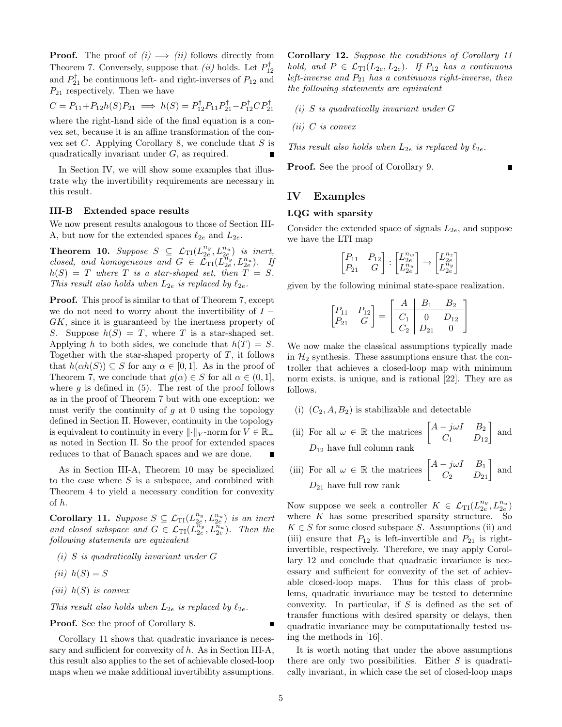**Proof.** The proof of *(i)* $\implies$ *(ii)* follows directly from Theorem 7. Conversely, suppose that *(ii)* holds. Let $P_{12}^{\dagger}$ and $P_{21}^{\dagger}$ be continuous left- and right-inverses of $P_{12}$ and $P_{21}$ respectively. Then we have

$$C = P_{11} + P_{12} h(S) P_{21} \implies h(S) = P_{12}^{\dagger} P_{11} P_{21}^{\dagger} - P_{12}^{\dagger} C P_{21}^{\dagger}$$

where the right-hand side of the final equation is a convex set, because it is an affine transformation of the convex set $C$. Applying Corollary 8, we conclude that $S$ is quadratically invariant under $G$, as required. ∎

In Section IV, we will show some examples that illustrate why the invertibility requirements are necessary in this result.

### III-B Extended space results

We now present results analogous to those of Section III-A, but now for the extended spaces $\ell_{2e}$ and $L_{2e}$.

**Theorem 10.** *Suppose $S \subseteq \mathcal{L}_{\mathrm{TI}}(L_{2e}^{n_y}, L_{2e}^{n_u})$ is inert, closed, and homogeneous and $G \in \mathcal{L}_{\mathrm{TI}}(L_{2e}^{n_y}, L_{2e}^{n_u})$. If $h(S) = T$ where $T$ is a star-shaped set, then $T = S$. This result also holds when $L_{2e}$ is replaced by $\ell_{2e}$.*

**Proof.** This proof is similar to that of Theorem 7, except we do not need to worry about the invertibility of $I - GK$, since it is guaranteed by the inertness property of $S$. Suppose $h(S) = T$, where $T$ is a star-shaped set. Applying $h$ to both sides, we conclude that $h(T) = S$. Together with the star-shaped property of $T$, it follows that $h(\alpha h(S)) \subseteq S$ for any $\alpha \in [0, 1]$. As in the proof of Theorem 7, we conclude that $g(\alpha) \in S$ for all $\alpha \in (0, 1]$, where $g$ is defined in (5). The rest of the proof follows as in the proof of Theorem 7 but with one exception: we must verify the continuity of $g$ at 0 using the topology defined in Section II. However, continuity in the topology is equivalent to continuity in every $\|\cdot\|_V$-norm for $V \in \mathbb{R}_+$ as noted in Section II. So the proof for extended spaces reduces to that of Banach spaces and we are done. ∎

As in Section III-A, Theorem 10 may be specialized to the case where $S$ is a subspace, and combined with Theorem 4 to yield a necessary condition for convexity of $h$.

**Corollary 11.** *Suppose $S \subseteq \mathcal{L}_{\mathrm{TI}}(L_{2e}^{n_y}, L_{2e}^{n_u})$ is an inert and closed subspace and $G \in \mathcal{L}_{\mathrm{TI}}(L_{2e}^{n_y}, L_{2e}^{n_u})$. Then the following statements are equivalent*

- *(i) $S$ is quadratically invariant under $G$*
- *(ii) $h(S) = S$*
- *(iii) $h(S)$ is convex*

*This result also holds when $L_{2e}$ is replaced by $\ell_{2e}$.*

**Proof.** See the proof of Corollary 8. ∎

Corollary 11 shows that quadratic invariance is necessary and sufficient for convexity of $h$. As in Section III-A, this result also applies to the set of achievable closed-loop maps when we make additional invertibility assumptions.

**Corollary 12.** *Suppose the conditions of Corollary 11 hold, and $P \in \mathcal{L}_{\mathrm{TI}}(L_{2e}, L_{2e})$. If $P_{12}$ has a continuous left-inverse and $P_{21}$ has a continuous right-inverse, then the following statements are equivalent*

- *(i) $S$ is quadratically invariant under $G$*
- *(ii) $C$ is convex*

*This result also holds when $L_{2e}$ is replaced by $\ell_{2e}$.*

**Proof.** See the proof of Corollary 9. ∎

## IV Examples

### LQG with sparsity

Consider the extended space of signals $L_{2e}$, and suppose we have the LTI map

$$\begin{bmatrix} P_{11} & P_{12} \\ P_{21} & G \end{bmatrix} : \begin{bmatrix} L_{2e}^{n_w} \\ L_{2e}^{n_u} \end{bmatrix} \to \begin{bmatrix} L_{2e}^{n_z} \\ L_{2e}^{n_y} \end{bmatrix}$$

given by the following minimal state-space realization.

$$\begin{bmatrix} P_{11} & P_{12} \\ P_{21} & G \end{bmatrix} = \left[\begin{array}{c|cc} A & B_1 & B_2 \\ \hline C_1 & 0 & D_{12} \\ C_2 & D_{21} & 0 \end{array}\right]$$

We now make the classical assumptions typically made in $\mathcal{H}_2$ synthesis. These assumptions ensure that the controller that achieves a closed-loop map with minimum norm exists, is unique, and is rational [22]. They are as follows.

- (i) $(C_2, A, B_2)$ is stabilizable and detectable
- (ii) For all $\omega \in \mathbb{R}$ the matrices $\begin{bmatrix} A - j\omega I & B_2 \\ C_1 & D_{12} \end{bmatrix}$ and $D_{12}$ have full column rank
- (iii) For all $\omega \in \mathbb{R}$ the matrices $\begin{bmatrix} A - j\omega I & B_1 \\ C_2 & D_{21} \end{bmatrix}$ and $D_{21}$ have full row rank

Now suppose we seek a controller $K \in \mathcal{L}_{\mathrm{TI}}(L_{2e}^{n_y}, L_{2e}^{n_u})$ where $K$ has some prescribed sparsity structure. So $K \in S$ for some closed subspace $S$. Assumptions (ii) and (iii) ensure that $P_{12}$ is left-invertible and $P_{21}$ is right-invertible, respectively. Therefore, we may apply Corollary 12 and conclude that quadratic invariance is necessary and sufficient for convexity of the set of achievable closed-loop maps. Thus for this class of problems, quadratic invariance may be tested to determine convexity. In particular, if $S$ is defined as the set of transfer functions with desired sparsity or delays, then quadratic invariance may be computationally tested using the methods in [16].

It is worth noting that under the above assumptions there are only two possibilities. Either $S$ is quadratically invariant, in which case the set of closed-loop maps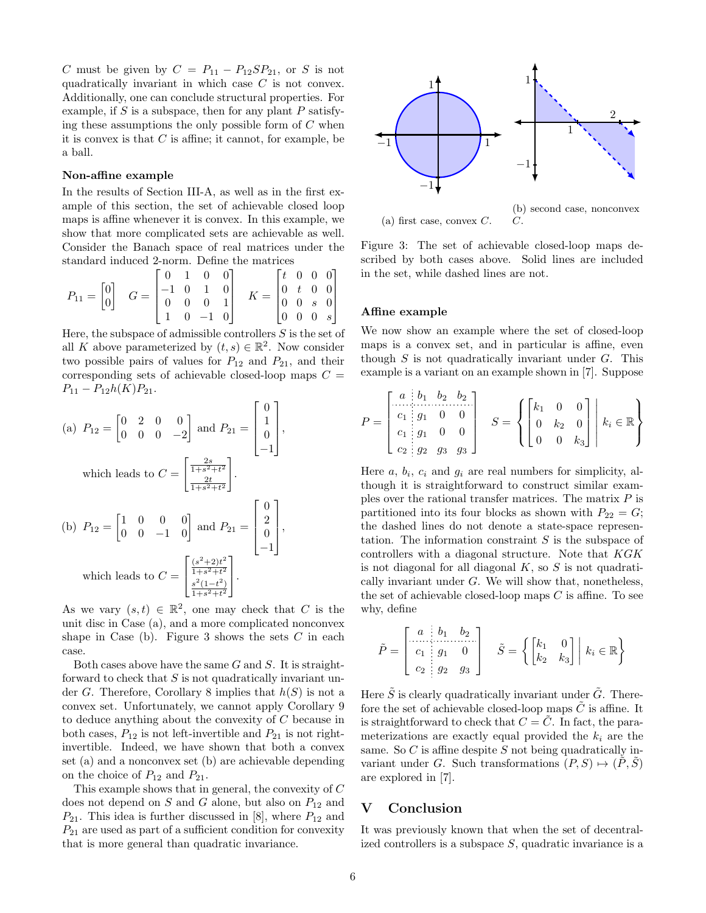$C$ must be given by $C = P_{11} - P_{12}SP_{21}$, or $S$ is not quadratically invariant in which case $C$ is not convex. Additionally, one can conclude structural properties. For example, if $S$ is a subspace, then for any plant $P$ satisfying these assumptions the only possible form of $C$ when it is convex is that $C$ is affine; it cannot, for example, be a ball.

**Non-affine example**

In the results of Section III-A, as well as in the first example of this section, the set of achievable closed loop maps is affine whenever it is convex. In this example, we show that more complicated sets are achievable as well. Consider the Banach space of real matrices under the standard induced 2-norm. Define the matrices

$$P_{11} = \begin{bmatrix} 0 \\ 0 \end{bmatrix} \quad G = \begin{bmatrix} 0 & 1 & 0 & 0 \\ -1 & 0 & 1 & 0 \\ 0 & 0 & 0 & 1 \\ 1 & 0 & -1 & 0 \end{bmatrix} \quad K = \begin{bmatrix} t & 0 & 0 & 0 \\ 0 & t & 0 & 0 \\ 0 & 0 & s & 0 \\ 0 & 0 & 0 & s \end{bmatrix}$$

Here, the subspace of admissible controllers $S$ is the set of all $K$ above parameterized by $(t, s) \in \mathbb{R}^2$. Now consider two possible pairs of values for $P_{12}$ and $P_{21}$, and their corresponding sets of achievable closed-loop maps $C = P_{11} - P_{12}h(K)P_{21}$.

(a) $P_{12} = \begin{bmatrix} 0 & 2 & 0 & 0 \\ 0 & 0 & 0 & -2 \end{bmatrix}$ and $P_{21} = \begin{bmatrix} 0 \\ 1 \\ 0 \\ -1 \end{bmatrix}$,

which leads to $C = \begin{bmatrix} \frac{2s}{1+s^2+t^2} \\ \frac{2t}{1+s^2+t^2} \end{bmatrix}$.

(b) $P_{12} = \begin{bmatrix} 1 & 0 & 0 & 0 \\ 0 & 0 & -1 & 0 \end{bmatrix}$ and $P_{21} = \begin{bmatrix} 0 \\ 2 \\ 0 \\ -1 \end{bmatrix}$,

which leads to $C = \begin{bmatrix} \frac{(s^2+2)t^2}{1+s^2+t^2} \\ \frac{s^2(1-t^2)}{1+s^2+t^2} \end{bmatrix}$.

As we vary $(s, t) \in \mathbb{R}^2$, one may check that $C$ is the unit disc in Case (a), and a more complicated nonconvex shape in Case (b). Figure 3 shows the sets $C$ in each case.

Both cases above have the same $G$ and $S$. It is straightforward to check that $S$ is not quadratically invariant under $G$. Therefore, Corollary 8 implies that $h(S)$ is not a convex set. Unfortunately, we cannot apply Corollary 9 to deduce anything about the convexity of $C$ because in both cases, $P_{12}$ is not left-invertible and $P_{21}$ is not right-invertible. Indeed, we have shown that both a convex set (a) and a nonconvex set (b) are achievable depending on the choice of $P_{12}$ and $P_{21}$.

This example shows that in general, the convexity of $C$ does not depend on $S$ and $G$ alone, but also on $P_{12}$ and $P_{21}$. This idea is further discussed in [8], where $P_{12}$ and $P_{21}$ are used as part of a sufficient condition for convexity that is more general than quadratic invariance.

(a) first case, convex $C$.

(b) second case, nonconvex $C$.

Figure 3: The set of achievable closed-loop maps described by both cases above. Solid lines are included in the set, while dashed lines are not.

**Affine example**

We now show an example where the set of closed-loop maps is a convex set, and in particular is affine, even though $S$ is not quadratically invariant under $G$. This example is a variant on an example shown in [7]. Suppose

$$P = \left[\begin{array}{c:ccc} a & b_1 & b_2 & b_2 \\ \hdashline c_1 & g_1 & 0 & 0 \\ c_1 & g_1 & 0 & 0 \\ c_2 & g_2 & g_3 & g_3 \end{array}\right] \quad S = \left\{ \begin{bmatrix} k_1 & 0 & 0 \\ 0 & k_2 & 0 \\ 0 & 0 & k_3 \end{bmatrix} \;\middle|\; k_i \in \mathbb{R} \right\}$$

Here $a$, $b_i$, $c_i$ and $g_i$ are real numbers for simplicity, although it is straightforward to construct similar examples over the rational transfer matrices. The matrix $P$ is partitioned into its four blocks as shown with $P_{22} = G$; the dashed lines do not denote a state-space representation. The information constraint $S$ is the subspace of controllers with a diagonal structure. Note that $KGK$ is not diagonal for all diagonal $K$, so $S$ is not quadratically invariant under $G$. We will show that, nonetheless, the set of achievable closed-loop maps $C$ is affine. To see why, define

$$\tilde{P} = \left[\begin{array}{c:cc} a & b_1 & b_2 \\ \hdashline c_1 & g_1 & 0 \\ c_2 & g_2 & g_3 \end{array}\right] \quad \tilde{S} = \left\{ \begin{bmatrix} k_1 & 0 \\ k_2 & k_3 \end{bmatrix} \;\middle|\; k_i \in \mathbb{R} \right\}$$

Here $\tilde{S}$ is clearly quadratically invariant under $\tilde{G}$. Therefore the set of achievable closed-loop maps $\tilde{C}$ is affine. It is straightforward to check that $C = \tilde{C}$. In fact, the parameterizations are exactly equal provided the $k_i$ are the same. So $C$ is affine despite $S$ not being quadratically invariant under $G$. Such transformations $(P, S) \mapsto (\tilde{P}, \tilde{S})$ are explored in [7].

## V Conclusion

It was previously known that when the set of decentralized controllers is a subspace $S$, quadratic invariance is a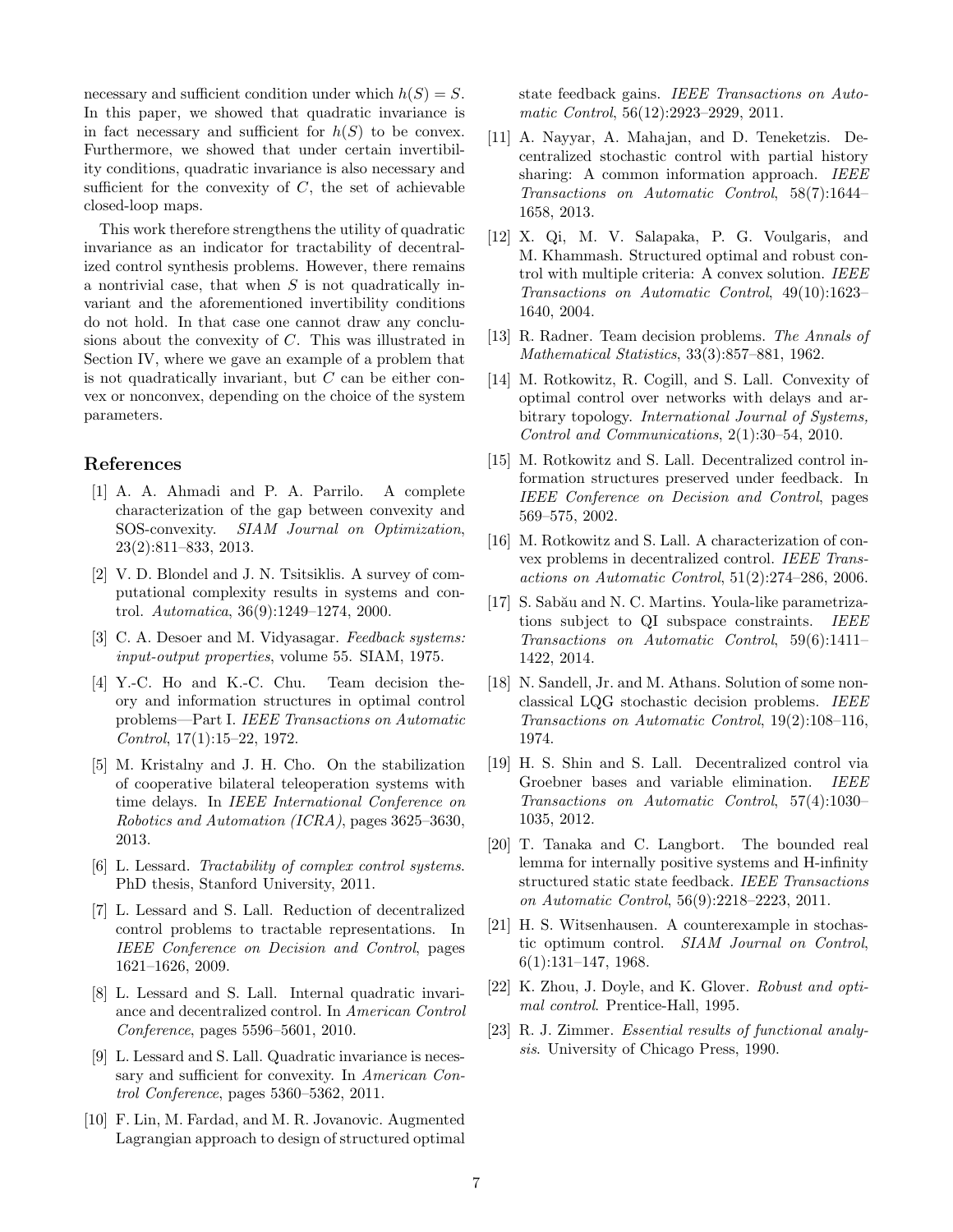necessary and sufficient condition under which $h(S) = S$. In this paper, we showed that quadratic invariance is in fact necessary and sufficient for $h(S)$ to be convex. Furthermore, we showed that under certain invertibility conditions, quadratic invariance is also necessary and sufficient for the convexity of $C$, the set of achievable closed-loop maps.

This work therefore strengthens the utility of quadratic invariance as an indicator for tractability of decentralized control synthesis problems. However, there remains a nontrivial case, that when $S$ is not quadratically invariant and the aforementioned invertibility conditions do not hold. In that case one cannot draw any conclusions about the convexity of $C$. This was illustrated in Section IV, where we gave an example of a problem that is not quadratically invariant, but $C$ can be either convex or nonconvex, depending on the choice of the system parameters.

## References

[1] A. A. Ahmadi and P. A. Parrilo. A complete characterization of the gap between convexity and SOS-convexity. *SIAM Journal on Optimization*, 23(2):811–833, 2013.

[2] V. D. Blondel and J. N. Tsitsiklis. A survey of computational complexity results in systems and control. *Automatica*, 36(9):1249–1274, 2000.

[3] C. A. Desoer and M. Vidyasagar. *Feedback systems: input-output properties*, volume 55. SIAM, 1975.

[4] Y.-C. Ho and K.-C. Chu. Team decision theory and information structures in optimal control problems—Part I. *IEEE Transactions on Automatic Control*, 17(1):15–22, 1972.

[5] M. Kristalny and J. H. Cho. On the stabilization of cooperative bilateral teleoperation systems with time delays. In *IEEE International Conference on Robotics and Automation (ICRA)*, pages 3625–3630, 2013.

[6] L. Lessard. *Tractability of complex control systems*. PhD thesis, Stanford University, 2011.

[7] L. Lessard and S. Lall. Reduction of decentralized control problems to tractable representations. In *IEEE Conference on Decision and Control*, pages 1621–1626, 2009.

[8] L. Lessard and S. Lall. Internal quadratic invariance and decentralized control. In *American Control Conference*, pages 5596–5601, 2010.

[9] L. Lessard and S. Lall. Quadratic invariance is necessary and sufficient for convexity. In *American Control Conference*, pages 5360–5362, 2011.

[10] F. Lin, M. Fardad, and M. R. Jovanovic. Augmented Lagrangian approach to design of structured optimal state feedback gains. *IEEE Transactions on Automatic Control*, 56(12):2923–2929, 2011.

[11] A. Nayyar, A. Mahajan, and D. Teneketzis. Decentralized stochastic control with partial history sharing: A common information approach. *IEEE Transactions on Automatic Control*, 58(7):1644–1658, 2013.

[12] X. Qi, M. V. Salapaka, P. G. Voulgaris, and M. Khammash. Structured optimal and robust control with multiple criteria: A convex solution. *IEEE Transactions on Automatic Control*, 49(10):1623–1640, 2004.

[13] R. Radner. Team decision problems. *The Annals of Mathematical Statistics*, 33(3):857–881, 1962.

[14] M. Rotkowitz, R. Cogill, and S. Lall. Convexity of optimal control over networks with delays and arbitrary topology. *International Journal of Systems, Control and Communications*, 2(1):30–54, 2010.

[15] M. Rotkowitz and S. Lall. Decentralized control information structures preserved under feedback. In *IEEE Conference on Decision and Control*, pages 569–575, 2002.

[16] M. Rotkowitz and S. Lall. A characterization of convex problems in decentralized control. *IEEE Transactions on Automatic Control*, 51(2):274–286, 2006.

[17] S. Sabău and N. C. Martins. Youla-like parametrizations subject to QI subspace constraints. *IEEE Transactions on Automatic Control*, 59(6):1411–1422, 2014.

[18] N. Sandell, Jr. and M. Athans. Solution of some nonclassical LQG stochastic decision problems. *IEEE Transactions on Automatic Control*, 19(2):108–116, 1974.

[19] H. S. Shin and S. Lall. Decentralized control via Groebner bases and variable elimination. *IEEE Transactions on Automatic Control*, 57(4):1030–1035, 2012.

[20] T. Tanaka and C. Langbort. The bounded real lemma for internally positive systems and H-infinity structured static state feedback. *IEEE Transactions on Automatic Control*, 56(9):2218–2223, 2011.

[21] H. S. Witsenhausen. A counterexample in stochastic optimum control. *SIAM Journal on Control*, 6(1):131–147, 1968.

[22] K. Zhou, J. Doyle, and K. Glover. *Robust and optimal control*. Prentice-Hall, 1995.

[23] R. J. Zimmer. *Essential results of functional analysis*. University of Chicago Press, 1990.